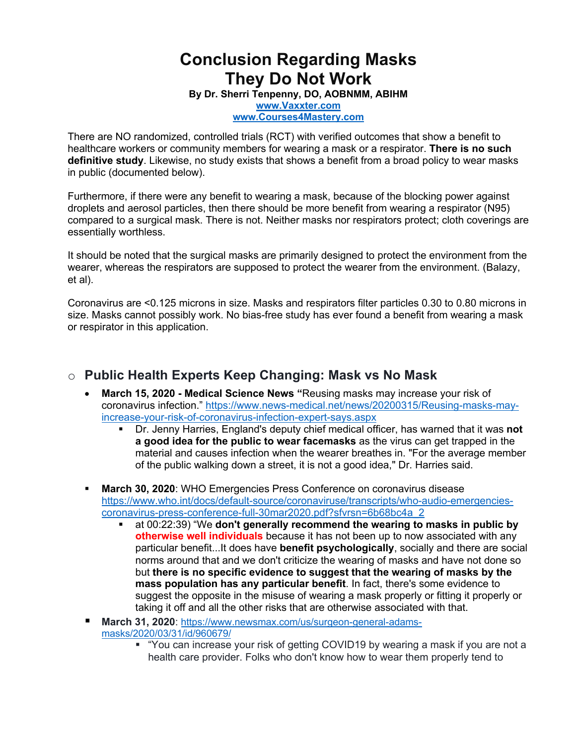# Conclusion Regarding Masks
# They Do Not Work

**By Dr. Sherri Tenpenny, DO, AOBNMM, ABIHM**
**[www.Vaxxter.com](www.Vaxxter.com)**
**[www.Courses4Mastery.com](www.Courses4Mastery.com)**

There are NO randomized, controlled trials (RCT) with verified outcomes that show a benefit to healthcare workers or community members for wearing a mask or a respirator. **There is no such definitive study**. Likewise, no study exists that shows a benefit from a broad policy to wear masks in public (documented below).

Furthermore, if there were any benefit to wearing a mask, because of the blocking power against droplets and aerosol particles, then there should be more benefit from wearing a respirator (N95) compared to a surgical mask. There is not. Neither masks nor respirators protect; cloth coverings are essentially worthless.

It should be noted that the surgical masks are primarily designed to protect the environment from the wearer, whereas the respirators are supposed to protect the wearer from the environment. (Balazy, et al).

Coronavirus are <0.125 microns in size. Masks and respirators filter particles 0.30 to 0.80 microns in size. Masks cannot possibly work. No bias-free study has ever found a benefit from wearing a mask or respirator in this application.

## Public Health Experts Keep Changing: Mask vs No Mask

- **March 15, 2020 - Medical Science News "**Reusing masks may increase your risk of coronavirus infection." https://www.news-medical.net/news/20200315/Reusing-masks-may-increase-your-risk-of-coronavirus-infection-expert-says.aspx
  - Dr. Jenny Harries, England's deputy chief medical officer, has warned that it was **not a good idea for the public to wear facemasks** as the virus can get trapped in the material and causes infection when the wearer breathes in. "For the average member of the public walking down a street, it is not a good idea," Dr. Harries said.

- **March 30, 2020**: WHO Emergencies Press Conference on coronavirus disease https://www.who.int/docs/default-source/coronaviruse/transcripts/who-audio-emergencies-coronavirus-press-conference-full-30mar2020.pdf?sfvrsn=6b68bc4a_2
  - at 00:22:39) "We **don't generally recommend the wearing to masks in public by otherwise well individuals** because it has not been up to now associated with any particular benefit...It does have **benefit psychologically**, socially and there are social norms around that and we don't criticize the wearing of masks and have not done so but **there is no specific evidence to suggest that the wearing of masks by the mass population has any particular benefit**. In fact, there's some evidence to suggest the opposite in the misuse of wearing a mask properly or fitting it properly or taking it off and all the other risks that are otherwise associated with that.
- **March 31, 2020**: https://www.newsmax.com/us/surgeon-general-adams-masks/2020/03/31/id/960679/
  - "You can increase your risk of getting COVID19 by wearing a mask if you are not a health care provider. Folks who don't know how to wear them properly tend to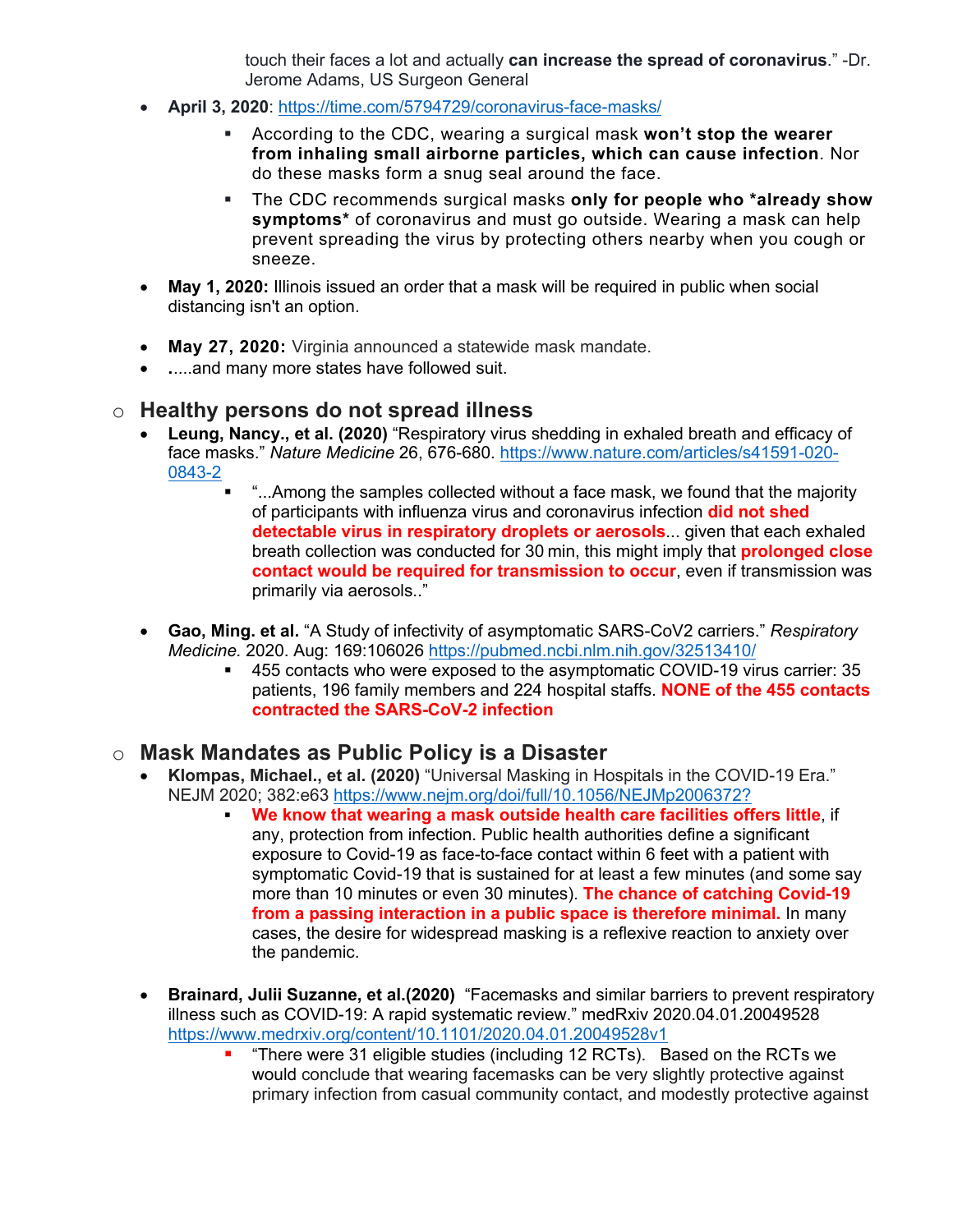touch their faces a lot and actually **can increase the spread of coronavirus**." -Dr. Jerome Adams, US Surgeon General

- **April 3, 2020**: https://time.com/5794729/coronavirus-face-masks/
    - According to the CDC, wearing a surgical mask **won't stop the wearer from inhaling small airborne particles, which can cause infection**. Nor do these masks form a snug seal around the face.
    - The CDC recommends surgical masks **only for people who *already show symptoms*** of coronavirus and must go outside. Wearing a mask can help prevent spreading the virus by protecting others nearby when you cough or sneeze.
- **May 1, 2020:** Illinois issued an order that a mask will be required in public when social distancing isn't an option.
- **May 27, 2020:** Virginia announced a statewide mask mandate.
- .....and many more states have followed suit.

## Healthy persons do not spread illness

- **Leung, Nancy., et al. (2020)** "Respiratory virus shedding in exhaled breath and efficacy of face masks." *Nature Medicine* 26, 676-680. https://www.nature.com/articles/s41591-020-0843-2
    - "...Among the samples collected without a face mask, we found that the majority of participants with influenza virus and coronavirus infection **did not shed detectable virus in respiratory droplets or aerosols**... given that each exhaled breath collection was conducted for 30 min, this might imply that **prolonged close contact would be required for transmission to occur**, even if transmission was primarily via aerosols.."
- **Gao, Ming. et al.** "A Study of infectivity of asymptomatic SARS-CoV2 carriers." *Respiratory Medicine.* 2020. Aug: 169:106026 https://pubmed.ncbi.nlm.nih.gov/32513410/
    - 455 contacts who were exposed to the asymptomatic COVID-19 virus carrier: 35 patients, 196 family members and 224 hospital staffs. **NONE of the 455 contacts contracted the SARS-CoV-2 infection**

## Mask Mandates as Public Policy is a Disaster

- **Klompas, Michael., et al. (2020)** "Universal Masking in Hospitals in the COVID-19 Era." NEJM 2020; 382:e63 https://www.nejm.org/doi/full/10.1056/NEJMp2006372?
    - **We know that wearing a mask outside health care facilities offers little**, if any, protection from infection. Public health authorities define a significant exposure to Covid-19 as face-to-face contact within 6 feet with a patient with symptomatic Covid-19 that is sustained for at least a few minutes (and some say more than 10 minutes or even 30 minutes). **The chance of catching Covid-19 from a passing interaction in a public space is therefore minimal.** In many cases, the desire for widespread masking is a reflexive reaction to anxiety over the pandemic.
- **Brainard, Julii Suzanne, et al.(2020)** "Facemasks and similar barriers to prevent respiratory illness such as COVID-19: A rapid systematic review." medRxiv 2020.04.01.20049528 https://www.medrxiv.org/content/10.1101/2020.04.01.20049528v1
    - "There were 31 eligible studies (including 12 RCTs). Based on the RCTs we would conclude that wearing facemasks can be very slightly protective against primary infection from casual community contact, and modestly protective against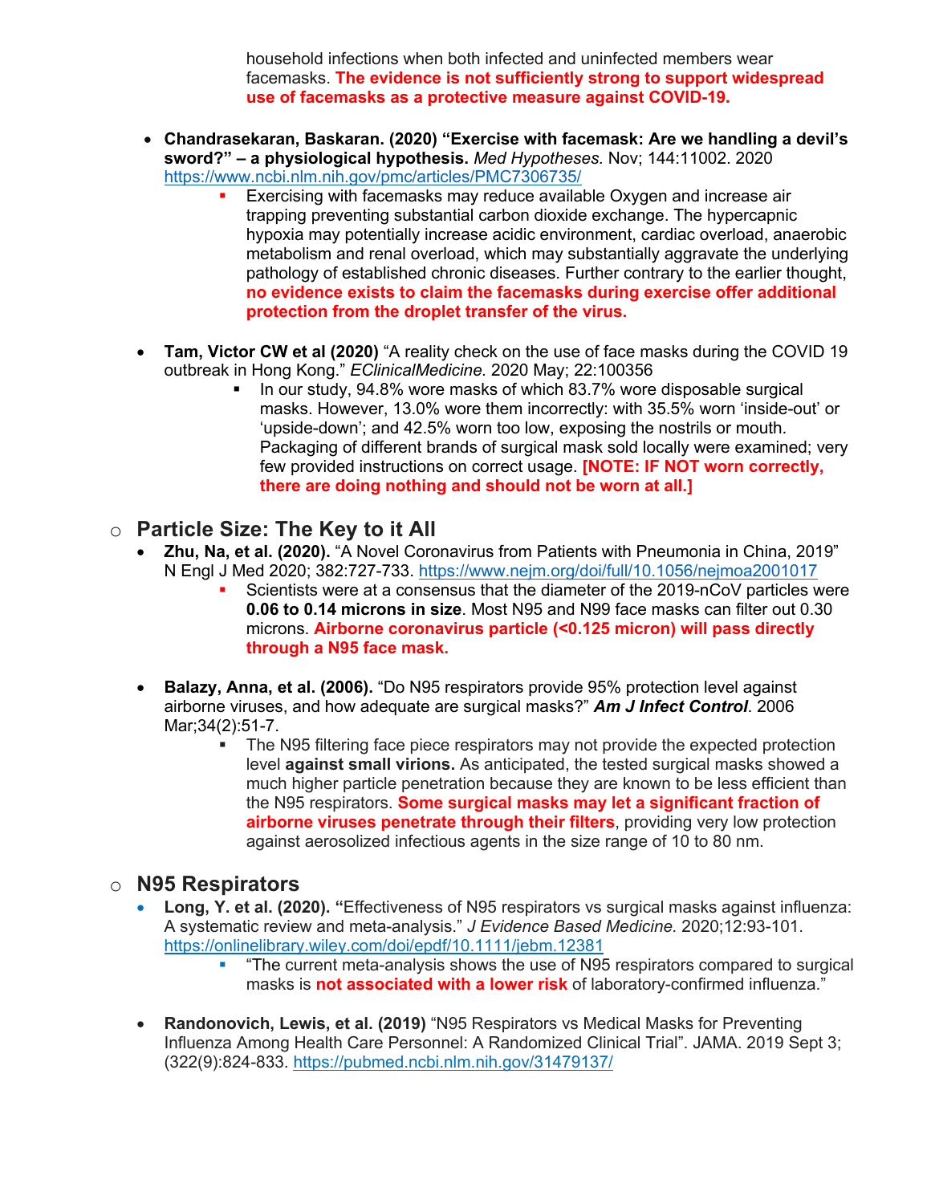household infections when both infected and uninfected members wear facemasks. **The evidence is not sufficiently strong to support widespread use of facemasks as a protective measure against COVID-19.**

- **Chandrasekaran, Baskaran. (2020) "Exercise with facemask: Are we handling a devil's sword?" – a physiological hypothesis.** *Med Hypotheses.* Nov; 144:11002. 2020 https://www.ncbi.nlm.nih.gov/pmc/articles/PMC7306735/
  - Exercising with facemasks may reduce available Oxygen and increase air trapping preventing substantial carbon dioxide exchange. The hypercapnic hypoxia may potentially increase acidic environment, cardiac overload, anaerobic metabolism and renal overload, which may substantially aggravate the underlying pathology of established chronic diseases. Further contrary to the earlier thought, **no evidence exists to claim the facemasks during exercise offer additional protection from the droplet transfer of the virus.**

- **Tam, Victor CW et al (2020)** "A reality check on the use of face masks during the COVID 19 outbreak in Hong Kong." *EClinicalMedicine.* 2020 May; 22:100356
  - In our study, 94.8% wore masks of which 83.7% wore disposable surgical masks. However, 13.0% wore them incorrectly: with 35.5% worn 'inside-out' or 'upside-down'; and 42.5% worn too low, exposing the nostrils or mouth. Packaging of different brands of surgical mask sold locally were examined; very few provided instructions on correct usage. **[NOTE: IF NOT worn correctly, there are doing nothing and should not be worn at all.]**

## Particle Size: The Key to it All

- **Zhu, Na, et al. (2020).** "A Novel Coronavirus from Patients with Pneumonia in China, 2019" N Engl J Med 2020; 382:727-733. https://www.nejm.org/doi/full/10.1056/nejmoa2001017
  - Scientists were at a consensus that the diameter of the 2019-nCoV particles were **0.06 to 0.14 microns in size**. Most N95 and N99 face masks can filter out 0.30 microns. **Airborne coronavirus particle (<0.125 micron) will pass directly through a N95 face mask.**

- **Balazy, Anna, et al. (2006).** "Do N95 respirators provide 95% protection level against airborne viruses, and how adequate are surgical masks?" ***Am J Infect Control***. 2006 Mar;34(2):51-7.
  - The N95 filtering face piece respirators may not provide the expected protection level **against small virions.** As anticipated, the tested surgical masks showed a much higher particle penetration because they are known to be less efficient than the N95 respirators. **Some surgical masks may let a significant fraction of airborne viruses penetrate through their filters**, providing very low protection against aerosolized infectious agents in the size range of 10 to 80 nm.

## N95 Respirators

- **Long, Y. et al. (2020). "**Effectiveness of N95 respirators vs surgical masks against influenza: A systematic review and meta-analysis." *J Evidence Based Medicine.* 2020;12:93-101. https://onlinelibrary.wiley.com/doi/epdf/10.1111/jebm.12381
  - "The current meta-analysis shows the use of N95 respirators compared to surgical masks is **not associated with a lower risk** of laboratory-confirmed influenza."

- **Randonovich, Lewis, et al. (2019)** "N95 Respirators vs Medical Masks for Preventing Influenza Among Health Care Personnel: A Randomized Clinical Trial". JAMA. 2019 Sept 3; (322(9):824-833. https://pubmed.ncbi.nlm.nih.gov/31479137/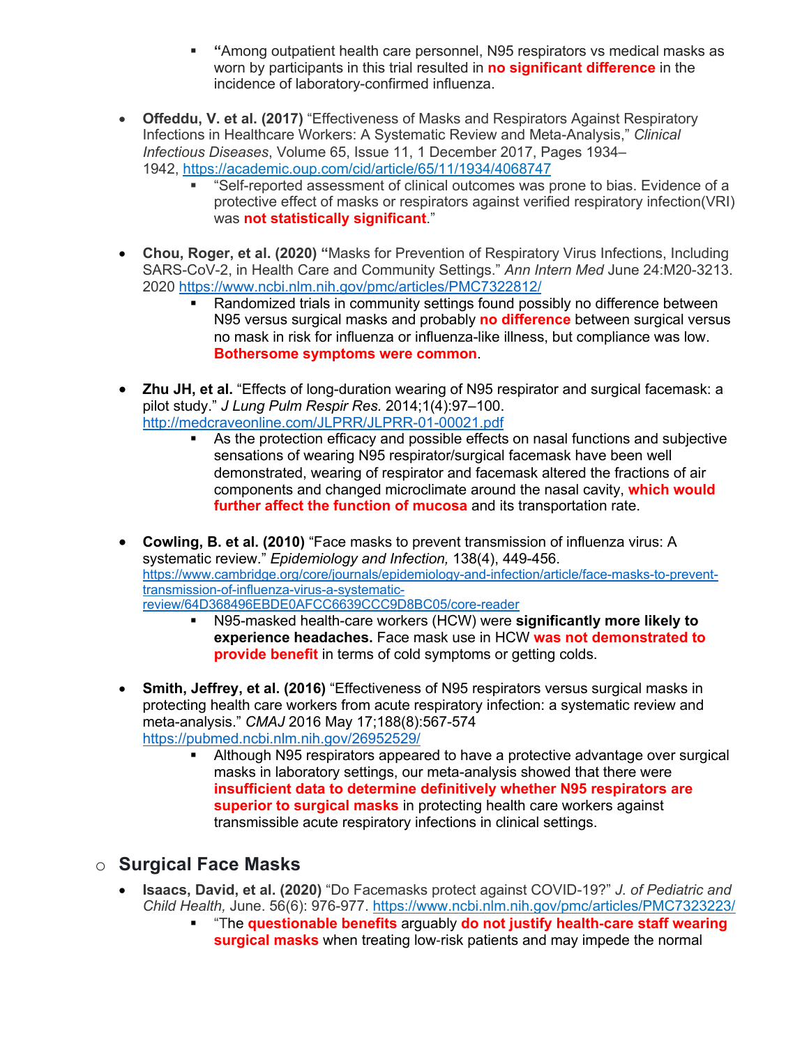- "Among outpatient health care personnel, N95 respirators vs medical masks as worn by participants in this trial resulted in **no significant difference** in the incidence of laboratory-confirmed influenza.

- **Offeddu, V. et al. (2017)** "Effectiveness of Masks and Respirators Against Respiratory Infections in Healthcare Workers: A Systematic Review and Meta-Analysis," *Clinical Infectious Diseases*, Volume 65, Issue 11, 1 December 2017, Pages 1934–1942, https://academic.oup.com/cid/article/65/11/1934/4068747
    - "Self-reported assessment of clinical outcomes was prone to bias. Evidence of a protective effect of masks or respirators against verified respiratory infection(VRI) was **not statistically significant**."

- **Chou, Roger, et al. (2020) "**Masks for Prevention of Respiratory Virus Infections, Including SARS-CoV-2, in Health Care and Community Settings." *Ann Intern Med* June 24:M20-3213. 2020 https://www.ncbi.nlm.nih.gov/pmc/articles/PMC7322812/
    - Randomized trials in community settings found possibly no difference between N95 versus surgical masks and probably **no difference** between surgical versus no mask in risk for influenza or influenza-like illness, but compliance was low. **Bothersome symptoms were common**.

- **Zhu JH, et al.** "Effects of long-duration wearing of N95 respirator and surgical facemask: a pilot study." *J Lung Pulm Respir Res.* 2014;1(4):97–100. http://medcraveonline.com/JLPRR/JLPRR-01-00021.pdf
    - As the protection efficacy and possible effects on nasal functions and subjective sensations of wearing N95 respirator/surgical facemask have been well demonstrated, wearing of respirator and facemask altered the fractions of air components and changed microclimate around the nasal cavity, **which would further affect the function of mucosa** and its transportation rate.

- **Cowling, B. et al. (2010)** "Face masks to prevent transmission of influenza virus: A systematic review." *Epidemiology and Infection,* 138(4), 449-456. https://www.cambridge.org/core/journals/epidemiology-and-infection/article/face-masks-to-prevent-transmission-of-influenza-virus-a-systematic-review/64D368496EBDE0AFCC6639CCC9D8BC05/core-reader
    - N95-masked health-care workers (HCW) were **significantly more likely to experience headaches.** Face mask use in HCW **was not demonstrated to provide benefit** in terms of cold symptoms or getting colds.

- **Smith, Jeffrey, et al. (2016)** "Effectiveness of N95 respirators versus surgical masks in protecting health care workers from acute respiratory infection: a systematic review and meta-analysis." *CMAJ* 2016 May 17;188(8):567-574 https://pubmed.ncbi.nlm.nih.gov/26952529/
    - Although N95 respirators appeared to have a protective advantage over surgical masks in laboratory settings, our meta-analysis showed that there were **insufficient data to determine definitively whether N95 respirators are superior to surgical masks** in protecting health care workers against transmissible acute respiratory infections in clinical settings.

## Surgical Face Masks

- **Isaacs, David, et al. (2020)** "Do Facemasks protect against COVID-19?" *J. of Pediatric and Child Health,* June. 56(6): 976-977. https://www.ncbi.nlm.nih.gov/pmc/articles/PMC7323223/
    - "The **questionable benefits** arguably **do not justify health-care staff wearing surgical masks** when treating low-risk patients and may impede the normal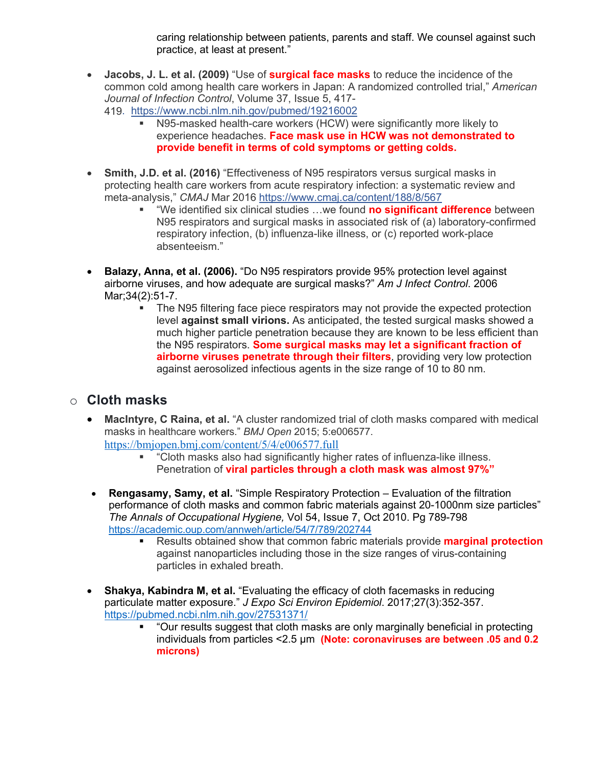caring relationship between patients, parents and staff. We counsel against such practice, at least at present."

- **Jacobs, J. L. et al. (2009)** "Use of **surgical face masks** to reduce the incidence of the common cold among health care workers in Japan: A randomized controlled trial," *American Journal of Infection Control*, Volume 37, Issue 5, 417-419. https://www.ncbi.nlm.nih.gov/pubmed/19216002
  - N95-masked health-care workers (HCW) were significantly more likely to experience headaches. **Face mask use in HCW was not demonstrated to provide benefit in terms of cold symptoms or getting colds.**

- **Smith, J.D. et al. (2016)** "Effectiveness of N95 respirators versus surgical masks in protecting health care workers from acute respiratory infection: a systematic review and meta-analysis," *CMAJ* Mar 2016 https://www.cmaj.ca/content/188/8/567
  - "We identified six clinical studies …we found **no significant difference** between N95 respirators and surgical masks in associated risk of (a) laboratory-confirmed respiratory infection, (b) influenza-like illness, or (c) reported work-place absenteeism."

- **Balazy, Anna, et al. (2006).** "Do N95 respirators provide 95% protection level against airborne viruses, and how adequate are surgical masks?" *Am J Infect Control*. 2006 Mar;34(2):51-7.
  - The N95 filtering face piece respirators may not provide the expected protection level **against small virions.** As anticipated, the tested surgical masks showed a much higher particle penetration because they are known to be less efficient than the N95 respirators. **Some surgical masks may let a significant fraction of airborne viruses penetrate through their filters**, providing very low protection against aerosolized infectious agents in the size range of 10 to 80 nm.

## Cloth masks

- **MacIntyre, C Raina, et al.** "A cluster randomized trial of cloth masks compared with medical masks in healthcare workers." *BMJ Open* 2015; 5:e006577. https://bmjopen.bmj.com/content/5/4/e006577.full
  - "Cloth masks also had significantly higher rates of influenza-like illness. Penetration of **viral particles through a cloth mask was almost 97%"**

- **Rengasamy, Samy, et al.** "Simple Respiratory Protection – Evaluation of the filtration performance of cloth masks and common fabric materials against 20-1000nm size particles" *The Annals of Occupational Hygiene,* Vol 54, Issue 7, Oct 2010. Pg 789-798 https://academic.oup.com/annweh/article/54/7/789/202744
  - Results obtained show that common fabric materials provide **marginal protection** against nanoparticles including those in the size ranges of virus-containing particles in exhaled breath.

- **Shakya, Kabindra M, et al.** "Evaluating the efficacy of cloth facemasks in reducing particulate matter exposure." *J Expo Sci Environ Epidemiol*. 2017;27(3):352-357. https://pubmed.ncbi.nlm.nih.gov/27531371/
  - "Our results suggest that cloth masks are only marginally beneficial in protecting individuals from particles <2.5 μm **(Note: coronaviruses are between .05 and 0.2 microns)**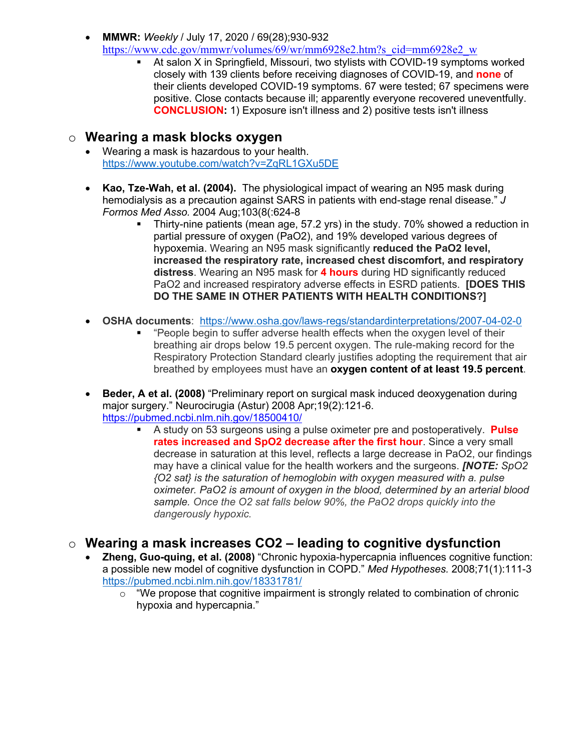- **MMWR:** *Weekly* / July 17, 2020 / 69(28);930-932
  https://www.cdc.gov/mmwr/volumes/69/wr/mm6928e2.htm?s_cid=mm6928e2_w
    - At salon X in Springfield, Missouri, two stylists with COVID-19 symptoms worked closely with 139 clients before receiving diagnoses of COVID-19, and **none** of their clients developed COVID-19 symptoms. 67 were tested; 67 specimens were positive. Close contacts because ill; apparently everyone recovered uneventfully. **CONCLUSION:** 1) Exposure isn't illness and 2) positive tests isn't illness

## Wearing a mask blocks oxygen

- Wearing a mask is hazardous to your health.
  https://www.youtube.com/watch?v=ZgRL1GXu5DE

- **Kao, Tze-Wah, et al. (2004).** The physiological impact of wearing an N95 mask during hemodialysis as a precaution against SARS in patients with end-stage renal disease." *J Formos Med Asso.* 2004 Aug;103(8(:624-8
    - Thirty-nine patients (mean age, 57.2 yrs) in the study. 70% showed a reduction in partial pressure of oxygen (PaO2), and 19% developed various degrees of hypoxemia. Wearing an N95 mask significantly **reduced the PaO2 level, increased the respiratory rate, increased chest discomfort, and respiratory distress**. Wearing an N95 mask for **4 hours** during HD significantly reduced PaO2 and increased respiratory adverse effects in ESRD patients. **[DOES THIS DO THE SAME IN OTHER PATIENTS WITH HEALTH CONDITIONS?]**

- **OSHA documents**: https://www.osha.gov/laws-regs/standardinterpretations/2007-04-02-0
    - "People begin to suffer adverse health effects when the oxygen level of their breathing air drops below 19.5 percent oxygen. The rule-making record for the Respiratory Protection Standard clearly justifies adopting the requirement that air breathed by employees must have an **oxygen content of at least 19.5 percent**.

- **Beder, A et al. (2008)** "Preliminary report on surgical mask induced deoxygenation during major surgery." Neurocirugia (Astur) 2008 Apr;19(2):121-6.
  https://pubmed.ncbi.nlm.nih.gov/18500410/
    - A study on 53 surgeons using a pulse oximeter pre and postoperatively. **Pulse rates increased and SpO2 decrease after the first hour**. Since a very small decrease in saturation at this level, reflects a large decrease in PaO2, our findings may have a clinical value for the health workers and the surgeons. ***[NOTE:*** *SpO2 {O2 sat} is the saturation of hemoglobin with oxygen measured with a. pulse oximeter. PaO2 is amount of oxygen in the blood, determined by an arterial blood sample. Once the O2 sat falls below 90%, the PaO2 drops quickly into the dangerously hypoxic.*

## Wearing a mask increases CO2 – leading to cognitive dysfunction

- **Zheng, Guo-quing, et al. (2008)** "Chronic hypoxia-hypercapnia influences cognitive function: a possible new model of cognitive dysfunction in COPD." *Med Hypotheses.* 2008;71(1):111-3
  https://pubmed.ncbi.nlm.nih.gov/18331781/
    - "We propose that cognitive impairment is strongly related to combination of chronic hypoxia and hypercapnia."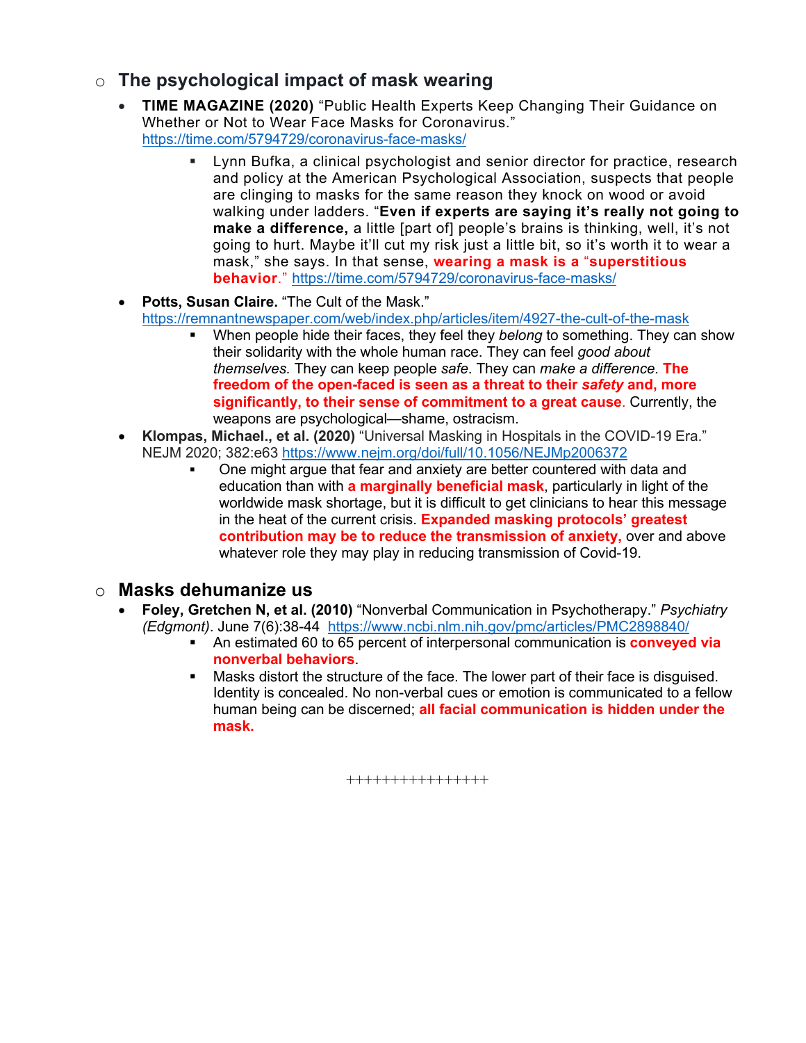- ## The psychological impact of mask wearing

  - **TIME MAGAZINE (2020)** "Public Health Experts Keep Changing Their Guidance on Whether or Not to Wear Face Masks for Coronavirus." https://time.com/5794729/coronavirus-face-masks/
    - Lynn Bufka, a clinical psychologist and senior director for practice, research and policy at the American Psychological Association, suspects that people are clinging to masks for the same reason they knock on wood or avoid walking under ladders. "**Even if experts are saying it's really not going to make a difference,** a little [part of] people's brains is thinking, well, it's not going to hurt. Maybe it'll cut my risk just a little bit, so it's worth it to wear a mask," she says. In that sense, **wearing a mask is a "superstitious behavior**." https://time.com/5794729/coronavirus-face-masks/
  - **Potts, Susan Claire.** "The Cult of the Mask." https://remnantnewspaper.com/web/index.php/articles/item/4927-the-cult-of-the-mask
    - When people hide their faces, they feel they *belong* to something. They can show their solidarity with the whole human race. They can feel *good about themselves.* They can keep people *safe*. They can *make a difference*. **The freedom of the open-faced is seen as a threat to their *safety* and, more significantly, to their sense of commitment to a great cause**. Currently, the weapons are psychological—shame, ostracism.
  - **Klompas, Michael., et al. (2020)** "Universal Masking in Hospitals in the COVID-19 Era." NEJM 2020; 382:e63 https://www.nejm.org/doi/full/10.1056/NEJMp2006372
    - One might argue that fear and anxiety are better countered with data and education than with **a marginally beneficial mask**, particularly in light of the worldwide mask shortage, but it is difficult to get clinicians to hear this message in the heat of the current crisis. **Expanded masking protocols' greatest contribution may be to reduce the transmission of anxiety,** over and above whatever role they may play in reducing transmission of Covid-19.

- ## Masks dehumanize us

  - **Foley, Gretchen N, et al. (2010)** "Nonverbal Communication in Psychotherapy." *Psychiatry (Edgmont)*. June 7(6):38-44 https://www.ncbi.nlm.nih.gov/pmc/articles/PMC2898840/
    - An estimated 60 to 65 percent of interpersonal communication is **conveyed via nonverbal behaviors**.
    - Masks distort the structure of the face. The lower part of their face is disguised. Identity is concealed. No non-verbal cues or emotion is communicated to a fellow human being can be discerned; **all facial communication is hidden under the mask.**

++++++++++++++++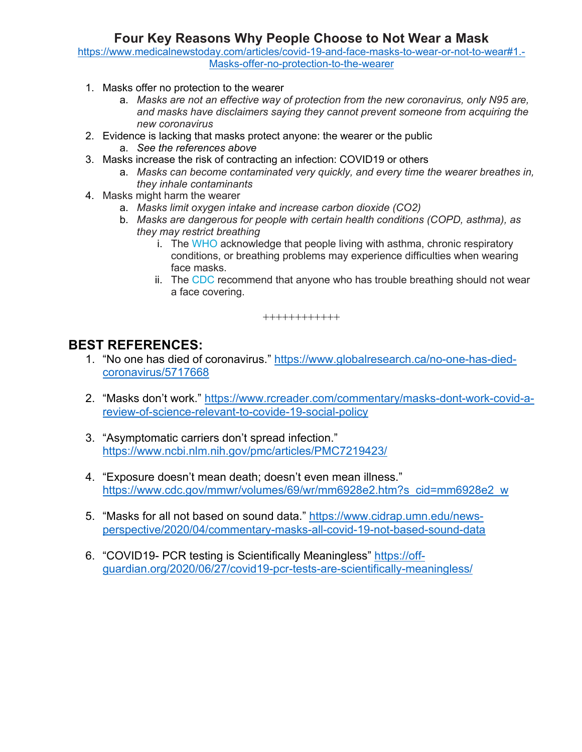# Four Key Reasons Why People Choose to Not Wear a Mask

https://www.medicalnewstoday.com/articles/covid-19-and-face-masks-to-wear-or-not-to-wear#1.-Masks-offer-no-protection-to-the-wearer

1. Masks offer no protection to the wearer
   a. *Masks are not an effective way of protection from the new coronavirus, only N95 are, and masks have disclaimers saying they cannot prevent someone from acquiring the new coronavirus*
2. Evidence is lacking that masks protect anyone: the wearer or the public
   a. *See the references above*
3. Masks increase the risk of contracting an infection: COVID19 or others
   a. *Masks can become contaminated very quickly, and every time the wearer breathes in, they inhale contaminants*
4. Masks might harm the wearer
   a. *Masks limit oxygen intake and increase carbon dioxide (CO2)*
   b. *Masks are dangerous for people with certain health conditions (COPD, asthma), as they may restrict breathing*
      i. The WHO acknowledge that people living with asthma, chronic respiratory conditions, or breathing problems may experience difficulties when wearing face masks.
      ii. The CDC recommend that anyone who has trouble breathing should not wear a face covering.

++++++++++++

## BEST REFERENCES:

1. "No one has died of coronavirus." https://www.globalresearch.ca/no-one-has-died-coronavirus/5717668

2. "Masks don't work." https://www.rcreader.com/commentary/masks-dont-work-covid-a-review-of-science-relevant-to-covide-19-social-policy

3. "Asymptomatic carriers don't spread infection." https://www.ncbi.nlm.nih.gov/pmc/articles/PMC7219423/

4. "Exposure doesn't mean death; doesn't even mean illness." https://www.cdc.gov/mmwr/volumes/69/wr/mm6928e2.htm?s_cid=mm6928e2_w

5. "Masks for all not based on sound data." https://www.cidrap.umn.edu/news-perspective/2020/04/commentary-masks-all-covid-19-not-based-sound-data

6. "COVID19- PCR testing is Scientifically Meaningless" https://off-guardian.org/2020/06/27/covid19-pcr-tests-are-scientifically-meaningless/